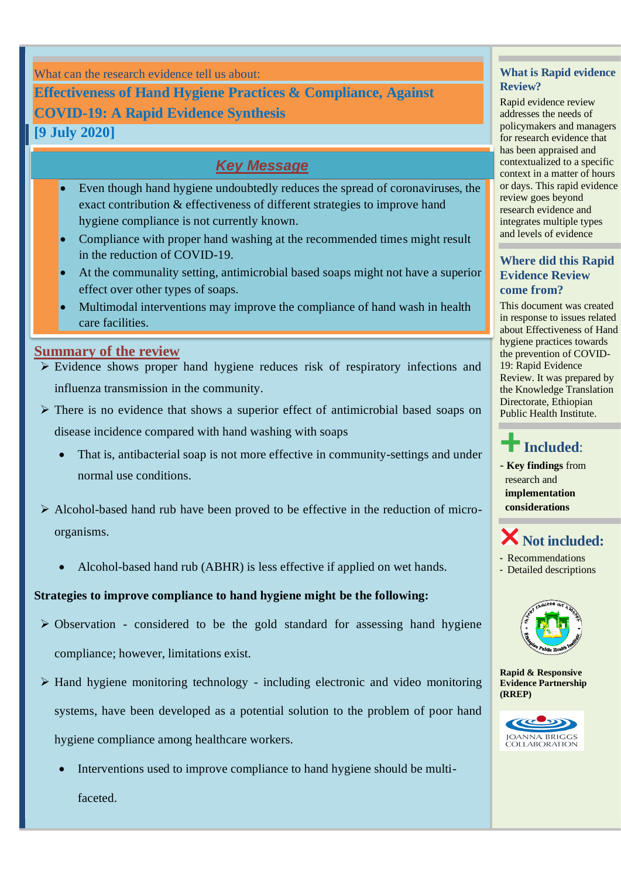What can the research evidence tell us about:

# Effectiveness of Hand Hygiene Practices & Compliance, Against COVID-19: A Rapid Evidence Synthesis

**[9 July 2020]**

## Key Message

- Even though hand hygiene undoubtedly reduces the spread of coronaviruses, the exact contribution & effectiveness of different strategies to improve hand hygiene compliance is not currently known.
- Compliance with proper hand washing at the recommended times might result in the reduction of COVID-19.
- At the communality setting, antimicrobial based soaps might not have a superior effect over other types of soaps.
- Multimodal interventions may improve the compliance of hand wash in health care facilities.

## Summary of the review

- Evidence shows proper hand hygiene reduces risk of respiratory infections and influenza transmission in the community.
- There is no evidence that shows a superior effect of antimicrobial based soaps on disease incidence compared with hand washing with soaps
  - That is, antibacterial soap is not more effective in community-settings and under normal use conditions.
- Alcohol-based hand rub have been proved to be effective in the reduction of micro-organisms.
  - Alcohol-based hand rub (ABHR) is less effective if applied on wet hands.

**Strategies to improve compliance to hand hygiene might be the following:**

- Observation - considered to be the gold standard for assessing hand hygiene compliance; however, limitations exist.
- Hand hygiene monitoring technology - including electronic and video monitoring systems, have been developed as a potential solution to the problem of poor hand hygiene compliance among healthcare workers.
  - Interventions used to improve compliance to hand hygiene should be multi-faceted.

### What is Rapid evidence Review?

Rapid evidence review addresses the needs of policymakers and managers for research evidence that has been appraised and contextualized to a specific context in a matter of hours or days. This rapid evidence review goes beyond research evidence and integrates multiple types and levels of evidence

### Where did this Rapid Evidence Review come from?

This document was created in response to issues related about Effectiveness of Hand hygiene practices towards the prevention of COVID-19: Rapid Evidence Review. It was prepared by the Knowledge Translation Directorate, Ethiopian Public Health Institute.

### Included:

- **Key findings** from research and **implementation considerations**

### Not included:

- Recommendations
- Detailed descriptions

**Rapid & Responsive Evidence Partnership (RREP)**

JOANNA BRIGGS COLLABORATION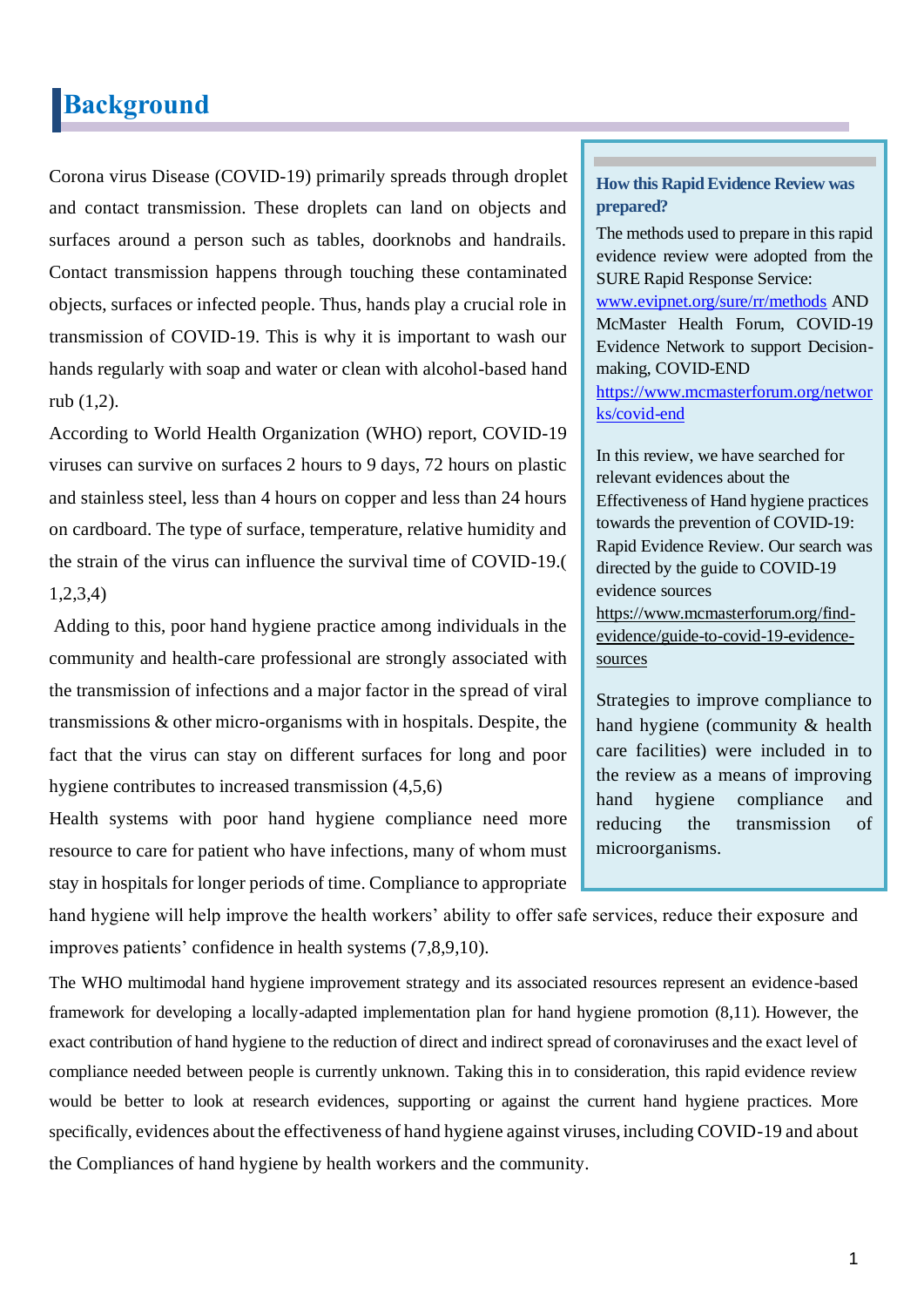# Background

Corona virus Disease (COVID-19) primarily spreads through droplet and contact transmission. These droplets can land on objects and surfaces around a person such as tables, doorknobs and handrails. Contact transmission happens through touching these contaminated objects, surfaces or infected people. Thus, hands play a crucial role in transmission of COVID-19. This is why it is important to wash our hands regularly with soap and water or clean with alcohol-based hand rub (1,2).

According to World Health Organization (WHO) report, COVID-19 viruses can survive on surfaces 2 hours to 9 days, 72 hours on plastic and stainless steel, less than 4 hours on copper and less than 24 hours on cardboard. The type of surface, temperature, relative humidity and the strain of the virus can influence the survival time of COVID-19.( 1,2,3,4)

Adding to this, poor hand hygiene practice among individuals in the community and health-care professional are strongly associated with the transmission of infections and a major factor in the spread of viral transmissions & other micro-organisms with in hospitals. Despite, the fact that the virus can stay on different surfaces for long and poor hygiene contributes to increased transmission (4,5,6)

Health systems with poor hand hygiene compliance need more resource to care for patient who have infections, many of whom must stay in hospitals for longer periods of time. Compliance to appropriate hand hygiene will help improve the health workers' ability to offer safe services, reduce their exposure and improves patients' confidence in health systems (7,8,9,10).

The WHO multimodal hand hygiene improvement strategy and its associated resources represent an evidence-based framework for developing a locally-adapted implementation plan for hand hygiene promotion (8,11). However, the exact contribution of hand hygiene to the reduction of direct and indirect spread of coronaviruses and the exact level of compliance needed between people is currently unknown. Taking this in to consideration, this rapid evidence review would be better to look at research evidences, supporting or against the current hand hygiene practices. More specifically, evidences about the effectiveness of hand hygiene against viruses, including COVID-19 and about the Compliances of hand hygiene by health workers and the community.

### How this Rapid Evidence Review was prepared?

The methods used to prepare in this rapid evidence review were adopted from the SURE Rapid Response Service: www.evipnet.org/sure/rr/methods AND McMaster Health Forum, COVID-19 Evidence Network to support Decision-making, COVID-END https://www.mcmasterforum.org/networks/covid-end

In this review, we have searched for relevant evidences about the Effectiveness of Hand hygiene practices towards the prevention of COVID-19: Rapid Evidence Review. Our search was directed by the guide to COVID-19 evidence sources https://www.mcmasterforum.org/find-evidence/guide-to-covid-19-evidence-sources

Strategies to improve compliance to hand hygiene (community & health care facilities) were included in to the review as a means of improving hand hygiene compliance and reducing the transmission of microorganisms.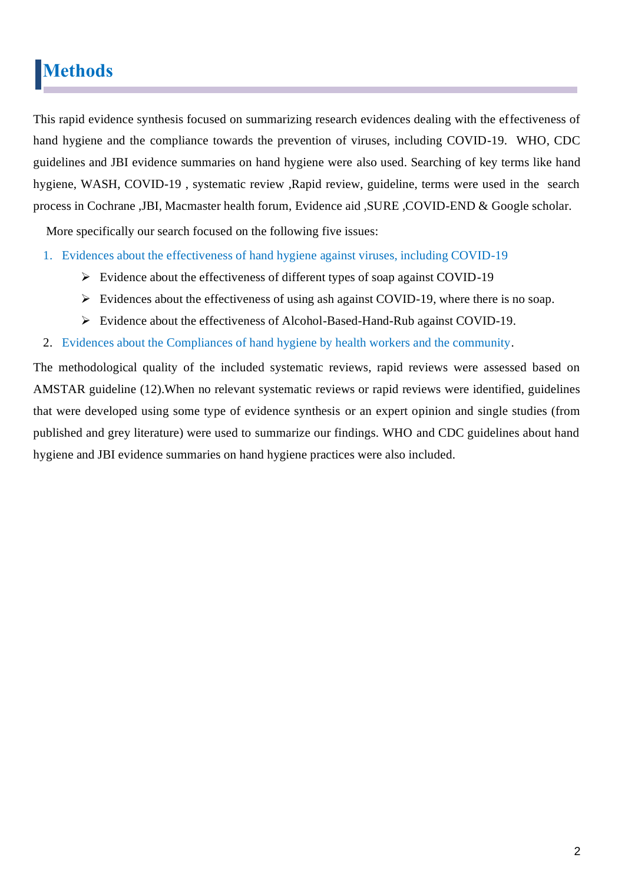# Methods

This rapid evidence synthesis focused on summarizing research evidences dealing with the effectiveness of hand hygiene and the compliance towards the prevention of viruses, including COVID-19. WHO, CDC guidelines and JBI evidence summaries on hand hygiene were also used. Searching of key terms like hand hygiene, WASH, COVID-19 , systematic review ,Rapid review, guideline, terms were used in the search process in Cochrane ,JBI, Macmaster health forum, Evidence aid ,SURE ,COVID-END & Google scholar.

More specifically our search focused on the following five issues:

1. Evidences about the effectiveness of hand hygiene against viruses, including COVID-19
   - Evidence about the effectiveness of different types of soap against COVID-19
   - Evidences about the effectiveness of using ash against COVID-19, where there is no soap.
   - Evidence about the effectiveness of Alcohol-Based-Hand-Rub against COVID-19.
2. Evidences about the Compliances of hand hygiene by health workers and the community.

The methodological quality of the included systematic reviews, rapid reviews were assessed based on AMSTAR guideline (12).When no relevant systematic reviews or rapid reviews were identified, guidelines that were developed using some type of evidence synthesis or an expert opinion and single studies (from published and grey literature) were used to summarize our findings. WHO and CDC guidelines about hand hygiene and JBI evidence summaries on hand hygiene practices were also included.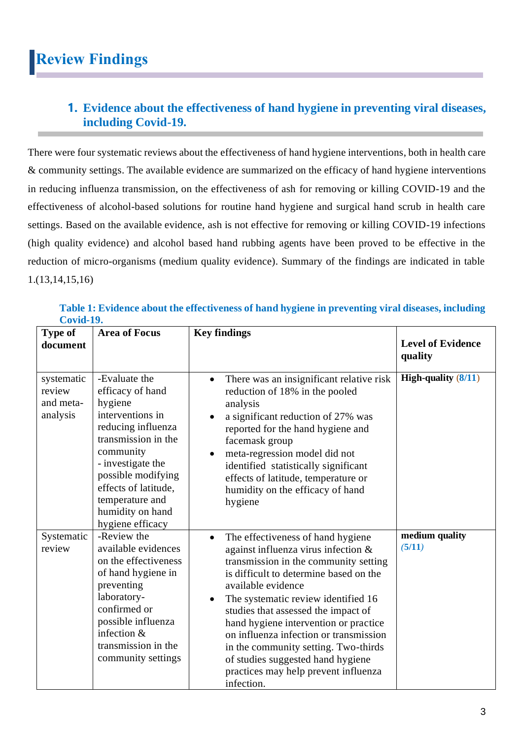# Review Findings

## 1. Evidence about the effectiveness of hand hygiene in preventing viral diseases, including Covid-19.

There were four systematic reviews about the effectiveness of hand hygiene interventions, both in health care & community settings. The available evidence are summarized on the efficacy of hand hygiene interventions in reducing influenza transmission, on the effectiveness of ash for removing or killing COVID-19 and the effectiveness of alcohol-based solutions for routine hand hygiene and surgical hand scrub in health care settings. Based on the available evidence, ash is not effective for removing or killing COVID-19 infections (high quality evidence) and alcohol based hand rubbing agents have been proved to be effective in the reduction of micro-organisms (medium quality evidence). Summary of the findings are indicated in table 1.(13,14,15,16)

**Table 1: Evidence about the effectiveness of hand hygiene in preventing viral diseases, including Covid-19.**

| Type of document | Area of Focus | Key findings | Level of Evidence quality |
|---|---|---|---|
| systematic review and meta-analysis | -Evaluate the efficacy of hand hygiene interventions in reducing influenza transmission in the community<br>- investigate the possible modifying effects of latitude, temperature and humidity on hand hygiene efficacy | • There was an insignificant relative risk reduction of 18% in the pooled analysis<br>• a significant reduction of 27% was reported for the hand hygiene and facemask group<br>• meta-regression model did not identified statistically significant effects of latitude, temperature or humidity on the efficacy of hand hygiene | **High-quality** (8/11) |
| Systematic review | -Review the available evidences on the effectiveness of hand hygiene in preventing laboratory-confirmed or possible influenza infection & transmission in the community settings | • The effectiveness of hand hygiene against influenza virus infection & transmission in the community setting is difficult to determine based on the available evidence<br>• The systematic review identified 16 studies that assessed the impact of hand hygiene intervention or practice on influenza infection or transmission in the community setting. Two-thirds of studies suggested hand hygiene practices may help prevent influenza infection. | **medium quality** *(5/11)* |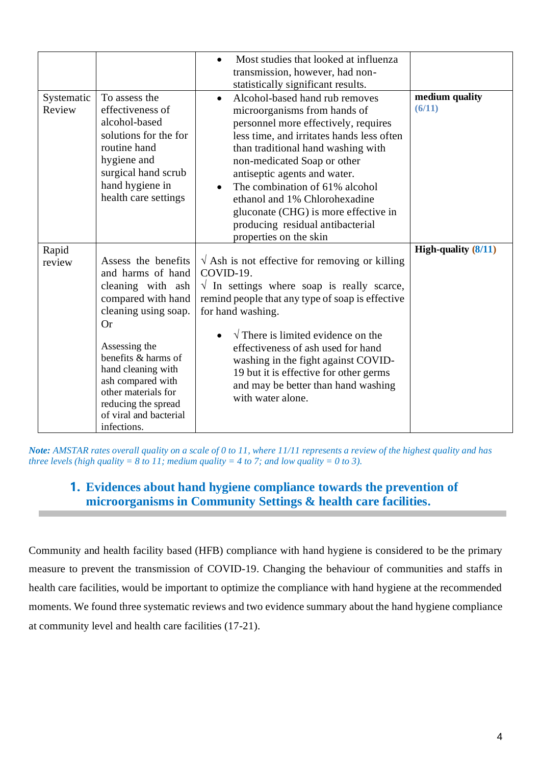| | | | |
|---|---|---|---|
| | | • Most studies that looked at influenza transmission, however, had non-statistically significant results. | |
| Systematic Review | To assess the effectiveness of alcohol-based solutions for the for routine hand hygiene and surgical hand scrub hand hygiene in health care settings | • Alcohol-based hand rub removes microorganisms from hands of personnel more effectively, requires less time, and irritates hands less often than traditional hand washing with non-medicated Soap or other antiseptic agents and water.<br>• The combination of 61% alcohol ethanol and 1% Chlorohexadine gluconate (CHG) is more effective in producing residual antibacterial properties on the skin | **medium quality** **(6/11)** |
| Rapid review | Assess the benefits and harms of hand cleaning with ash compared with hand cleaning using soap.<br>Or<br><br>Assessing the benefits & harms of hand cleaning with ash compared with other materials for reducing the spread of viral and bacterial infections. | √ Ash is not effective for removing or killing COVID-19.<br>√ In settings where soap is really scarce, remind people that any type of soap is effective for hand washing.<br><br>• √ There is limited evidence on the effectiveness of ash used for hand washing in the fight against COVID-19 but it is effective for other germs and may be better than hand washing with water alone. | **High-quality (8/11)** |

*Note: AMSTAR rates overall quality on a scale of 0 to 11, where 11/11 represents a review of the highest quality and has three levels (high quality = 8 to 11; medium quality = 4 to 7; and low quality = 0 to 3).*

## 1. Evidences about hand hygiene compliance towards the prevention of microorganisms in Community Settings & health care facilities.

Community and health facility based (HFB) compliance with hand hygiene is considered to be the primary measure to prevent the transmission of COVID-19. Changing the behaviour of communities and staffs in health care facilities, would be important to optimize the compliance with hand hygiene at the recommended moments. We found three systematic reviews and two evidence summary about the hand hygiene compliance at community level and health care facilities (17-21).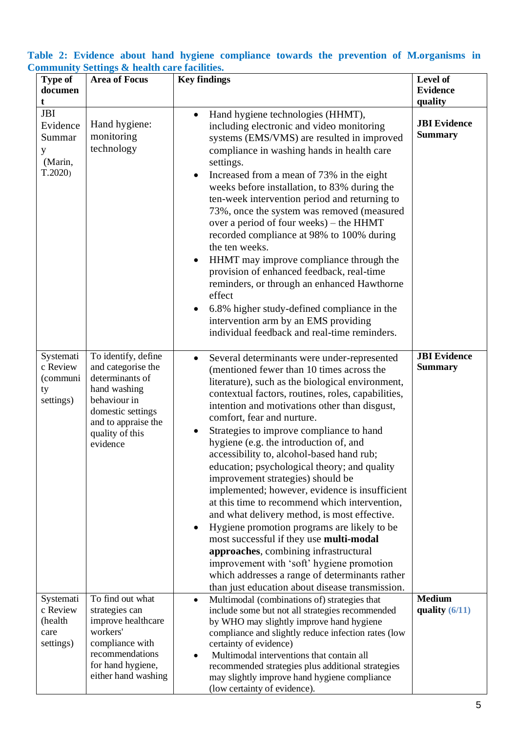**Table 2: Evidence about hand hygiene compliance towards the prevention of M.organisms in Community Settings & health care facilities.**

| Type of document | Area of Focus | Key findings | Level of Evidence quality |
|---|---|---|---|
| JBI Evidence Summary (Marin, T.2020) | Hand hygiene: monitoring technology | • Hand hygiene technologies (HHMT), including electronic and video monitoring systems (EMS/VMS) are resulted in improved compliance in washing hands in health care settings.<br>• Increased from a mean of 73% in the eight weeks before installation, to 83% during the ten-week intervention period and returning to 73%, once the system was removed (measured over a period of four weeks) – the HHMT recorded compliance at 98% to 100% during the ten weeks.<br>• HHMT may improve compliance through the provision of enhanced feedback, real-time reminders, or through an enhanced Hawthorne effect<br>• 6.8% higher study-defined compliance in the intervention arm by an EMS providing individual feedback and real-time reminders. | **JBI Evidence Summary** |
| Systematic Review (community settings) | To identify, define and categorise the determinants of hand washing behaviour in domestic settings and to appraise the quality of this evidence | • Several determinants were under-represented (mentioned fewer than 10 times across the literature), such as the biological environment, contextual factors, routines, roles, capabilities, intention and motivations other than disgust, comfort, fear and nurture.<br>• Strategies to improve compliance to hand hygiene (e.g. the introduction of, and accessibility to, alcohol-based hand rub; education; psychological theory; and quality improvement strategies) should be implemented; however, evidence is insufficient at this time to recommend which intervention, and what delivery method, is most effective.<br>• Hygiene promotion programs are likely to be most successful if they use **multi-modal approaches**, combining infrastructural improvement with 'soft' hygiene promotion which addresses a range of determinants rather than just education about disease transmission. | **JBI Evidence Summary** |
| Systematic Review (health care settings) | To find out what strategies can improve healthcare workers' compliance with recommendations for hand hygiene, either hand washing | • Multimodal (combinations of) strategies that include some but not all strategies recommended by WHO may slightly improve hand hygiene compliance and slightly reduce infection rates (low certainty of evidence)<br>• Multimodal interventions that contain all recommended strategies plus additional strategies may slightly improve hand hygiene compliance (low certainty of evidence). | **Medium quality** (6/11) |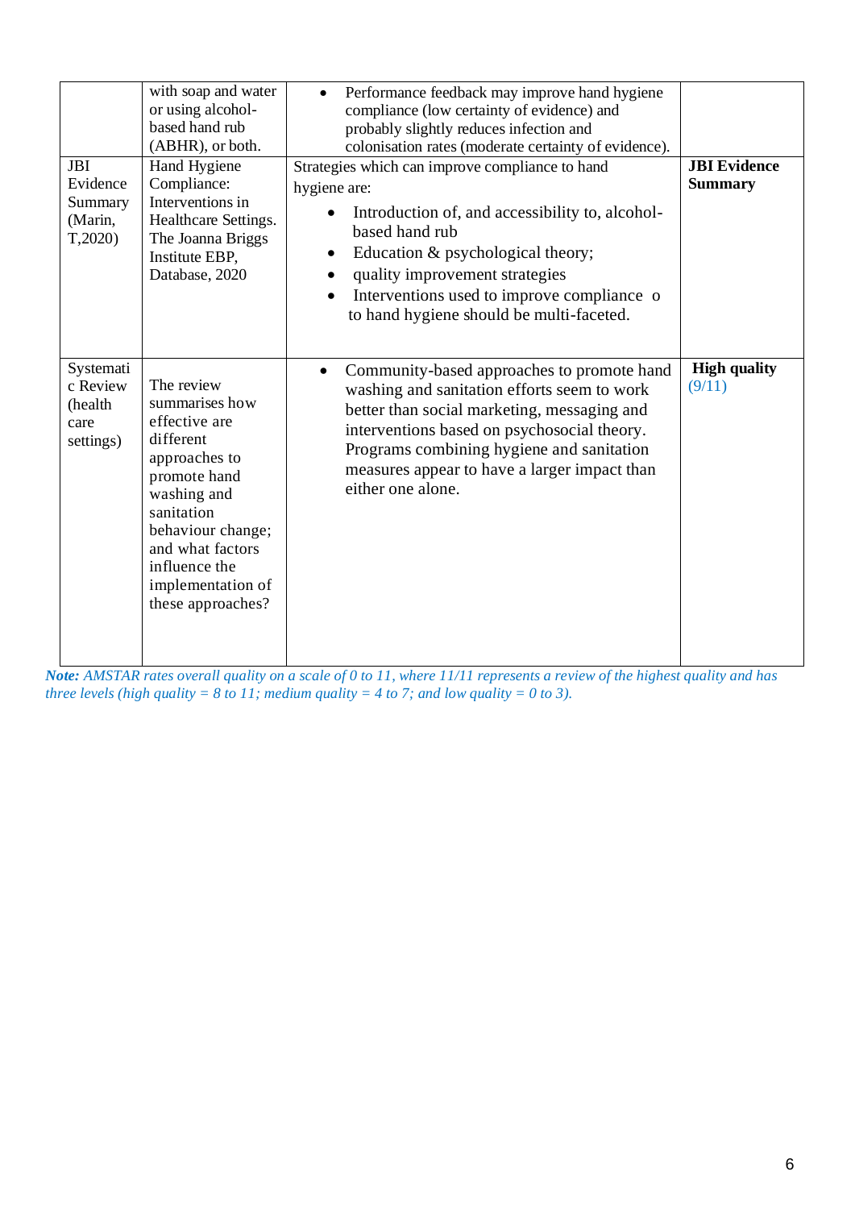| | | | |
|---|---|---|---|
| | with soap and water or using alcohol-based hand rub (ABHR), or both. | • Performance feedback may improve hand hygiene compliance (low certainty of evidence) and probably slightly reduces infection and colonisation rates (moderate certainty of evidence). | |
| JBI Evidence Summary (Marin, T,2020) | Hand Hygiene Compliance: Interventions in Healthcare Settings. The Joanna Briggs Institute EBP, Database, 2020 | Strategies which can improve compliance to hand hygiene are: <br>• Introduction of, and accessibility to, alcohol-based hand rub <br>• Education & psychological theory; <br>• quality improvement strategies <br>• Interventions used to improve compliance o to hand hygiene should be multi-faceted. | **JBI Evidence Summary** |
| Systematic Review (health care settings) | The review summarises how effective are different approaches to promote hand washing and sanitation behaviour change; and what factors influence the implementation of these approaches? | • Community-based approaches to promote hand washing and sanitation efforts seem to work better than social marketing, messaging and interventions based on psychosocial theory. Programs combining hygiene and sanitation measures appear to have a larger impact than either one alone. | **High quality** (9/11) |

***Note:** AMSTAR rates overall quality on a scale of 0 to 11, where 11/11 represents a review of the highest quality and has three levels (high quality = 8 to 11; medium quality = 4 to 7; and low quality = 0 to 3).*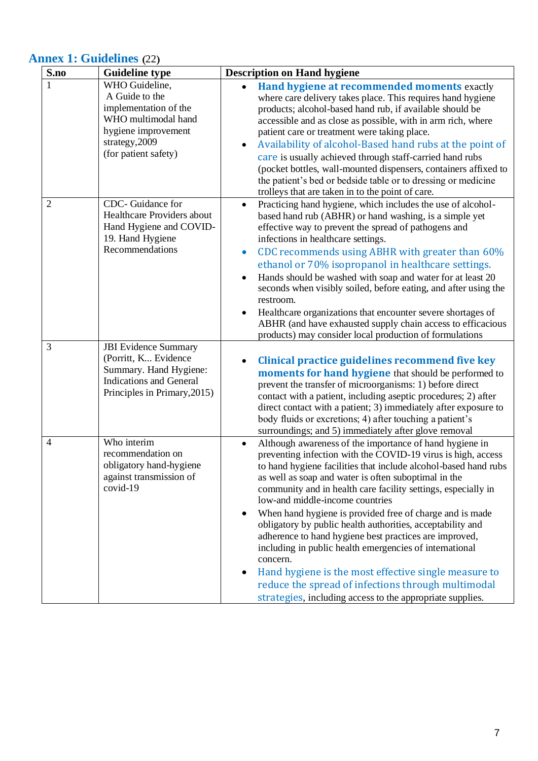## Annex 1: Guidelines (22)

| S.no | Guideline type | Description on Hand hygiene |
|---|---|---|
| 1 | WHO Guideline, A Guide to the implementation of the WHO multimodal hand hygiene improvement strategy,2009 (for patient safety) | • **Hand hygiene at recommended moments** exactly where care delivery takes place. This requires hand hygiene products; alcohol-based hand rub, if available should be accessible and as close as possible, with in arm rich, where patient care or treatment were taking place. <br> • Availability of alcohol-Based hand rubs at the point of care is usually achieved through staff-carried hand rubs (pocket bottles, wall-mounted dispensers, containers affixed to the patient's bed or bedside table or to dressing or medicine trolleys that are taken in to the point of care. |
| 2 | CDC- Guidance for Healthcare Providers about Hand Hygiene and COVID-19. Hand Hygiene Recommendations | • Practicing hand hygiene, which includes the use of alcohol-based hand rub (ABHR) or hand washing, is a simple yet effective way to prevent the spread of pathogens and infections in healthcare settings. <br> • CDC recommends using ABHR with greater than 60% ethanol or 70% isopropanol in healthcare settings. <br> • Hands should be washed with soap and water for at least 20 seconds when visibly soiled, before eating, and after using the restroom. <br> • Healthcare organizations that encounter severe shortages of ABHR (and have exhausted supply chain access to efficacious products) may consider local production of formulations |
| 3 | JBI Evidence Summary (Porritt, K... Evidence Summary. Hand Hygiene: Indications and General Principles in Primary,2015) | • **Clinical practice guidelines recommend five key moments for hand hygiene** that should be performed to prevent the transfer of microorganisms: 1) before direct contact with a patient, including aseptic procedures; 2) after direct contact with a patient; 3) immediately after exposure to body fluids or excretions; 4) after touching a patient's surroundings; and 5) immediately after glove removal |
| 4 | Who interim recommendation on obligatory hand-hygiene against transmission of covid-19 | • Although awareness of the importance of hand hygiene in preventing infection with the COVID-19 virus is high, access to hand hygiene facilities that include alcohol-based hand rubs as well as soap and water is often suboptimal in the community and in health care facility settings, especially in low-and middle-income countries <br> • When hand hygiene is provided free of charge and is made obligatory by public health authorities, acceptability and adherence to hand hygiene best practices are improved, including in public health emergencies of international concern. <br> • Hand hygiene is the most effective single measure to reduce the spread of infections through multimodal strategies, including access to the appropriate supplies. |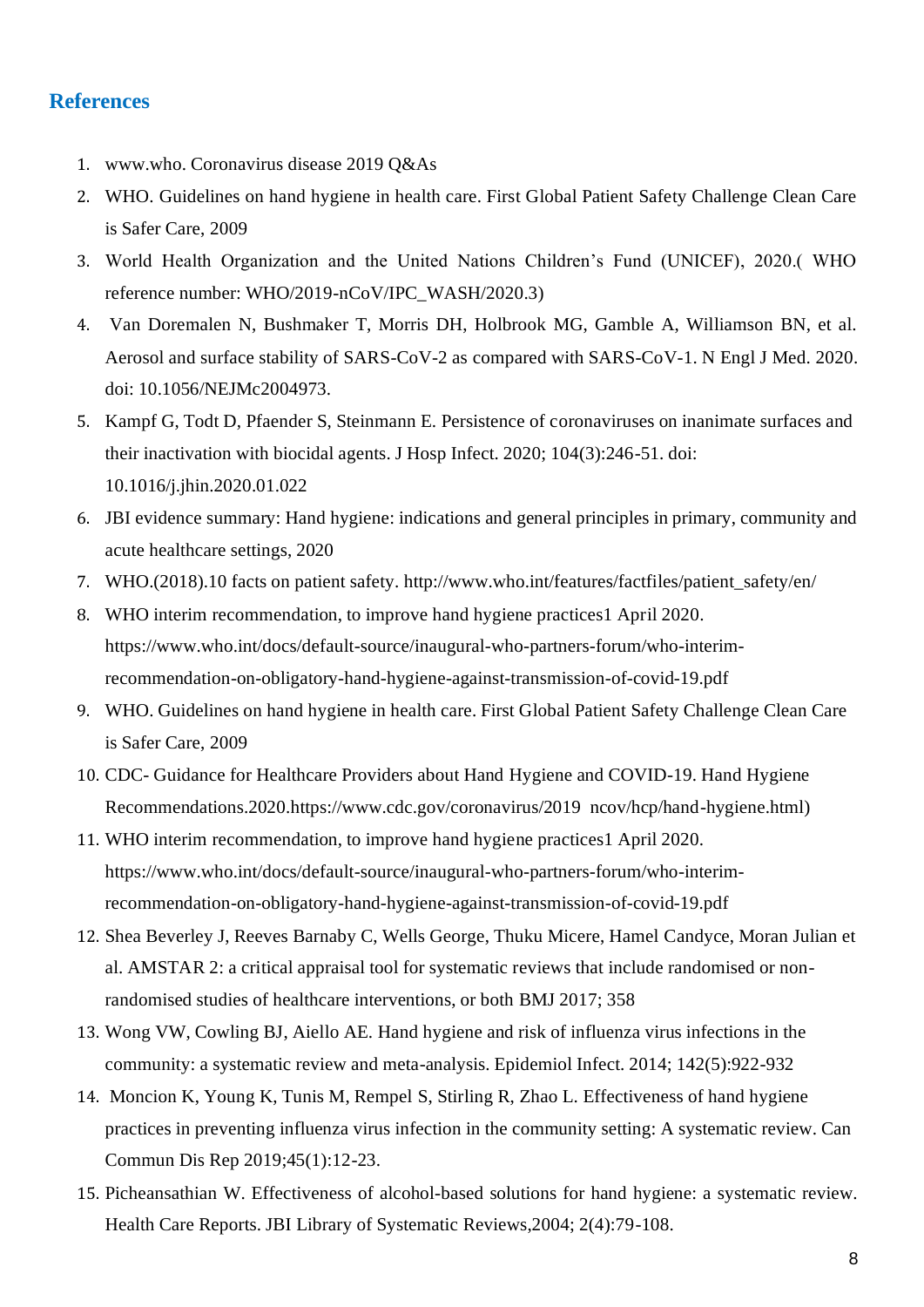## References

1. www.who. Coronavirus disease 2019 Q&As
2. WHO. Guidelines on hand hygiene in health care. First Global Patient Safety Challenge Clean Care is Safer Care, 2009
3. World Health Organization and the United Nations Children's Fund (UNICEF), 2020.( WHO reference number: WHO/2019-nCoV/IPC_WASH/2020.3)
4. Van Doremalen N, Bushmaker T, Morris DH, Holbrook MG, Gamble A, Williamson BN, et al. Aerosol and surface stability of SARS-CoV-2 as compared with SARS-CoV-1. N Engl J Med. 2020. doi: 10.1056/NEJMc2004973.
5. Kampf G, Todt D, Pfaender S, Steinmann E. Persistence of coronaviruses on inanimate surfaces and their inactivation with biocidal agents. J Hosp Infect. 2020; 104(3):246-51. doi: 10.1016/j.jhin.2020.01.022
6. JBI evidence summary: Hand hygiene: indications and general principles in primary, community and acute healthcare settings, 2020
7. WHO.(2018).10 facts on patient safety. http://www.who.int/features/factfiles/patient_safety/en/
8. WHO interim recommendation, to improve hand hygiene practices1 April 2020. https://www.who.int/docs/default-source/inaugural-who-partners-forum/who-interim-recommendation-on-obligatory-hand-hygiene-against-transmission-of-covid-19.pdf
9. WHO. Guidelines on hand hygiene in health care. First Global Patient Safety Challenge Clean Care is Safer Care, 2009
10. CDC- Guidance for Healthcare Providers about Hand Hygiene and COVID-19. Hand Hygiene Recommendations.2020.https://www.cdc.gov/coronavirus/2019 ncov/hcp/hand-hygiene.html)
11. WHO interim recommendation, to improve hand hygiene practices1 April 2020. https://www.who.int/docs/default-source/inaugural-who-partners-forum/who-interim-recommendation-on-obligatory-hand-hygiene-against-transmission-of-covid-19.pdf
12. Shea Beverley J, Reeves Barnaby C, Wells George, Thuku Micere, Hamel Candyce, Moran Julian et al. AMSTAR 2: a critical appraisal tool for systematic reviews that include randomised or non-randomised studies of healthcare interventions, or both BMJ 2017; 358
13. Wong VW, Cowling BJ, Aiello AE. Hand hygiene and risk of influenza virus infections in the community: a systematic review and meta-analysis. Epidemiol Infect. 2014; 142(5):922-932
14. Moncion K, Young K, Tunis M, Rempel S, Stirling R, Zhao L. Effectiveness of hand hygiene practices in preventing influenza virus infection in the community setting: A systematic review. Can Commun Dis Rep 2019;45(1):12-23.
15. Picheansathian W. Effectiveness of alcohol-based solutions for hand hygiene: a systematic review. Health Care Reports. JBI Library of Systematic Reviews,2004; 2(4):79-108.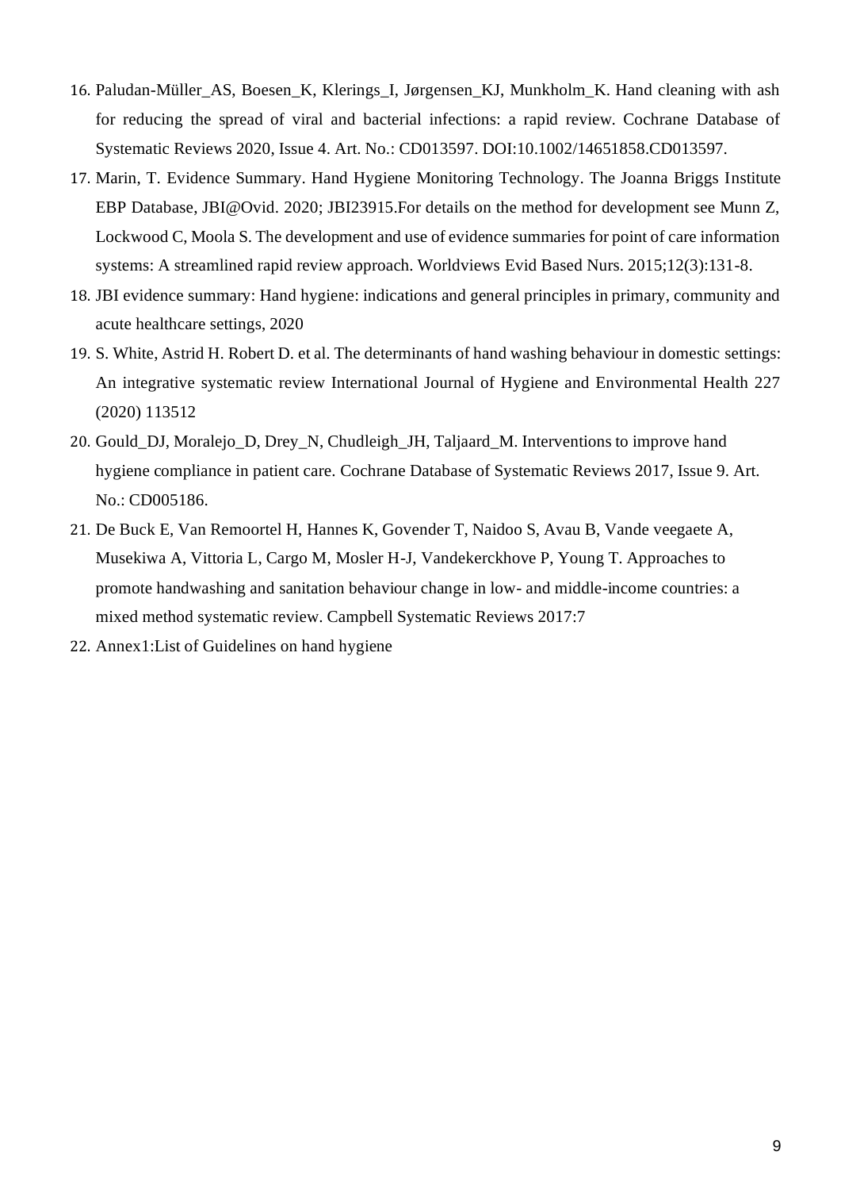16. Paludan-Müller_AS, Boesen_K, Klerings_I, Jørgensen_KJ, Munkholm_K. Hand cleaning with ash for reducing the spread of viral and bacterial infections: a rapid review. Cochrane Database of Systematic Reviews 2020, Issue 4. Art. No.: CD013597. DOI:10.1002/14651858.CD013597.
17. Marin, T. Evidence Summary. Hand Hygiene Monitoring Technology. The Joanna Briggs Institute EBP Database, JBI@Ovid. 2020; JBI23915.For details on the method for development see Munn Z, Lockwood C, Moola S. The development and use of evidence summaries for point of care information systems: A streamlined rapid review approach. Worldviews Evid Based Nurs. 2015;12(3):131-8.
18. JBI evidence summary: Hand hygiene: indications and general principles in primary, community and acute healthcare settings, 2020
19. S. White, Astrid H. Robert D. et al. The determinants of hand washing behaviour in domestic settings: An integrative systematic review International Journal of Hygiene and Environmental Health 227 (2020) 113512
20. Gould_DJ, Moralejo_D, Drey_N, Chudleigh_JH, Taljaard_M. Interventions to improve hand hygiene compliance in patient care. Cochrane Database of Systematic Reviews 2017, Issue 9. Art. No.: CD005186.
21. De Buck E, Van Remoortel H, Hannes K, Govender T, Naidoo S, Avau B, Vande veegaete A, Musekiwa A, Vittoria L, Cargo M, Mosler H-J, Vandekerckhove P, Young T. Approaches to promote handwashing and sanitation behaviour change in low- and middle-income countries: a mixed method systematic review. Campbell Systematic Reviews 2017:7
22. Annex1:List of Guidelines on hand hygiene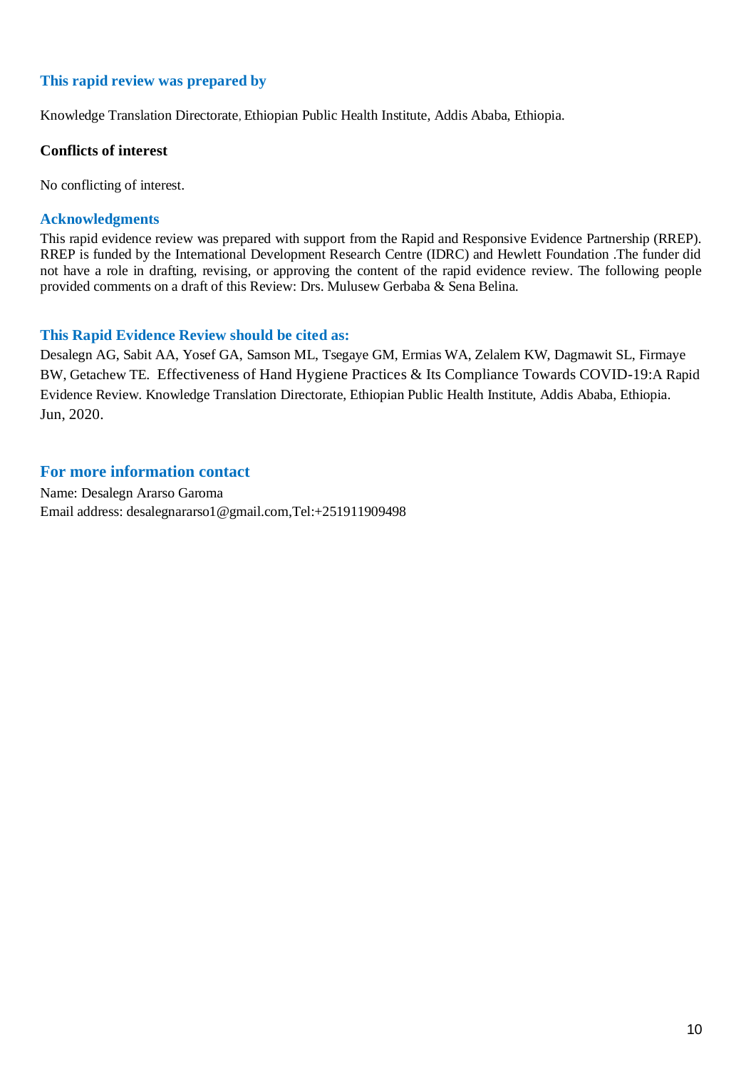### This rapid review was prepared by

Knowledge Translation Directorate, Ethiopian Public Health Institute, Addis Ababa, Ethiopia.

**Conflicts of interest**

No conflicting of interest.

### Acknowledgments

This rapid evidence review was prepared with support from the Rapid and Responsive Evidence Partnership (RREP). RREP is funded by the International Development Research Centre (IDRC) and Hewlett Foundation .The funder did not have a role in drafting, revising, or approving the content of the rapid evidence review. The following people provided comments on a draft of this Review: Drs. Mulusew Gerbaba & Sena Belina.

### This Rapid Evidence Review should be cited as:

Desalegn AG, Sabit AA, Yosef GA, Samson ML, Tsegaye GM, Ermias WA, Zelalem KW, Dagmawit SL, Firmaye BW, Getachew TE. Effectiveness of Hand Hygiene Practices & Its Compliance Towards COVID-19:A Rapid Evidence Review. Knowledge Translation Directorate, Ethiopian Public Health Institute, Addis Ababa, Ethiopia. Jun, 2020.

### For more information contact

Name: Desalegn Ararso Garoma
Email address: desalegnararso1@gmail.com,Tel:+251911909498